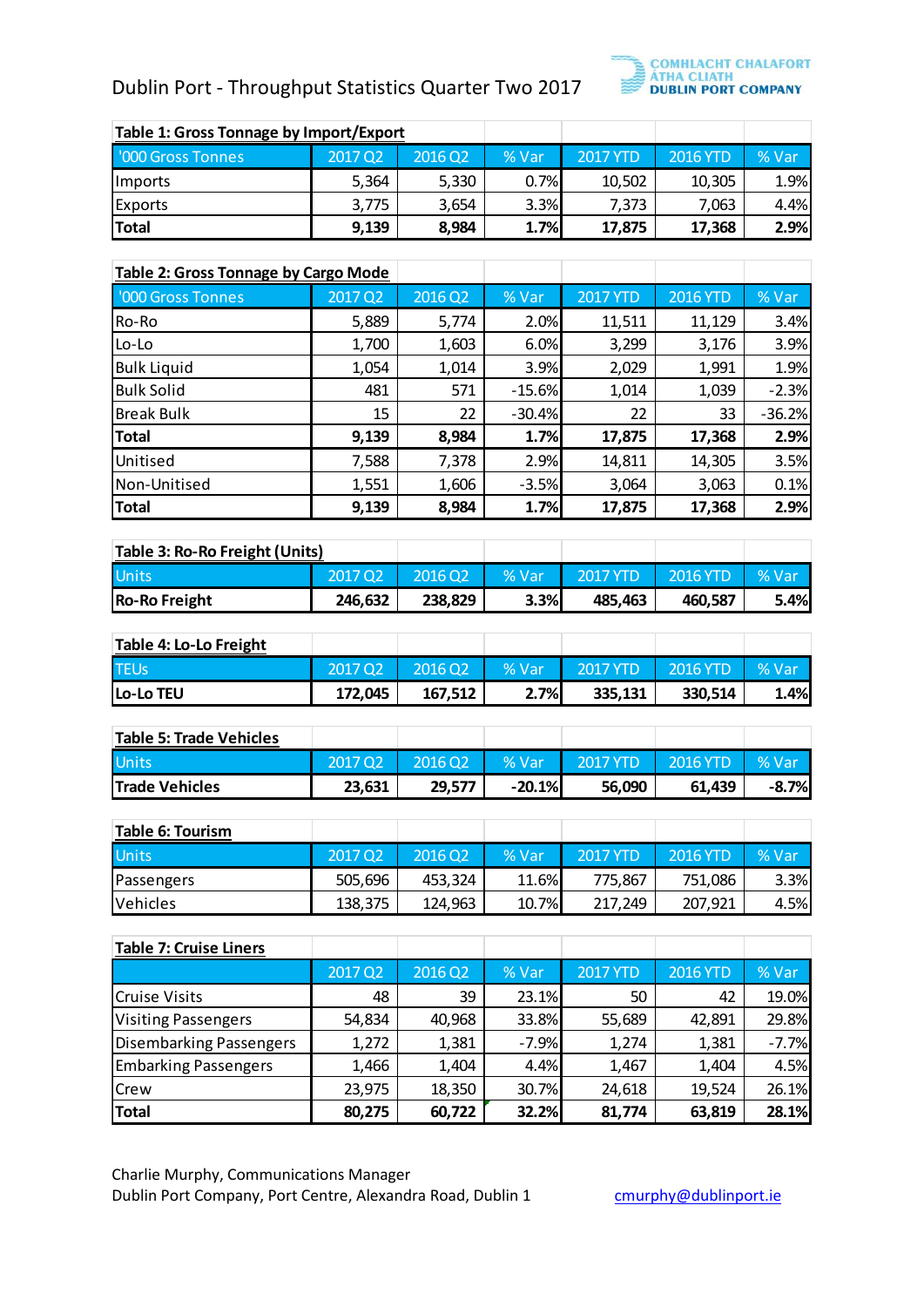# Dublin Port - Throughput Statistics Quarter Two 2017

COMHLACHT CHALAFORT ATHA CLIATH
DUBLIN PORT COMPANY

**Table 1: Gross Tonnage by Import/Export**

| '000 Gross Tonnes | 2017 Q2 | 2016 Q2 | % Var | 2017 YTD | 2016 YTD | % Var |
|---|---|---|---|---|---|---|
| Imports | 5,364 | 5,330 | 0.7% | 10,502 | 10,305 | 1.9% |
| Exports | 3,775 | 3,654 | 3.3% | 7,373 | 7,063 | 4.4% |
| **Total** | **9,139** | **8,984** | **1.7%** | **17,875** | **17,368** | **2.9%** |

**Table 2: Gross Tonnage by Cargo Mode**

| '000 Gross Tonnes | 2017 Q2 | 2016 Q2 | % Var | 2017 YTD | 2016 YTD | % Var |
|---|---|---|---|---|---|---|
| Ro-Ro | 5,889 | 5,774 | 2.0% | 11,511 | 11,129 | 3.4% |
| Lo-Lo | 1,700 | 1,603 | 6.0% | 3,299 | 3,176 | 3.9% |
| Bulk Liquid | 1,054 | 1,014 | 3.9% | 2,029 | 1,991 | 1.9% |
| Bulk Solid | 481 | 571 | -15.6% | 1,014 | 1,039 | -2.3% |
| Break Bulk | 15 | 22 | -30.4% | 22 | 33 | -36.2% |
| **Total** | **9,139** | **8,984** | **1.7%** | **17,875** | **17,368** | **2.9%** |
| Unitised | 7,588 | 7,378 | 2.9% | 14,811 | 14,305 | 3.5% |
| Non-Unitised | 1,551 | 1,606 | -3.5% | 3,064 | 3,063 | 0.1% |
| **Total** | **9,139** | **8,984** | **1.7%** | **17,875** | **17,368** | **2.9%** |

**Table 3: Ro-Ro Freight (Units)**

| Units | 2017 Q2 | 2016 Q2 | % Var | 2017 YTD | 2016 YTD | % Var |
|---|---|---|---|---|---|---|
| **Ro-Ro Freight** | **246,632** | **238,829** | **3.3%** | **485,463** | **460,587** | **5.4%** |

**Table 4: Lo-Lo Freight**

| TEUs | 2017 Q2 | 2016 Q2 | % Var | 2017 YTD | 2016 YTD | % Var |
|---|---|---|---|---|---|---|
| **Lo-Lo TEU** | **172,045** | **167,512** | **2.7%** | **335,131** | **330,514** | **1.4%** |

**Table 5: Trade Vehicles**

| Units | 2017 Q2 | 2016 Q2 | % Var | 2017 YTD | 2016 YTD | % Var |
|---|---|---|---|---|---|---|
| **Trade Vehicles** | **23,631** | **29,577** | **-20.1%** | **56,090** | **61,439** | **-8.7%** |

**Table 6: Tourism**

| Units | 2017 Q2 | 2016 Q2 | % Var | 2017 YTD | 2016 YTD | % Var |
|---|---|---|---|---|---|---|
| Passengers | 505,696 | 453,324 | 11.6% | 775,867 | 751,086 | 3.3% |
| Vehicles | 138,375 | 124,963 | 10.7% | 217,249 | 207,921 | 4.5% |

**Table 7: Cruise Liners**

| | 2017 Q2 | 2016 Q2 | % Var | 2017 YTD | 2016 YTD | % Var |
|---|---|---|---|---|---|---|
| Cruise Visits | 48 | 39 | 23.1% | 50 | 42 | 19.0% |
| Visiting Passengers | 54,834 | 40,968 | 33.8% | 55,689 | 42,891 | 29.8% |
| Disembarking Passengers | 1,272 | 1,381 | -7.9% | 1,274 | 1,381 | -7.7% |
| Embarking Passengers | 1,466 | 1,404 | 4.4% | 1,467 | 1,404 | 4.5% |
| Crew | 23,975 | 18,350 | 30.7% | 24,618 | 19,524 | 26.1% |
| **Total** | **80,275** | **60,722** | **32.2%** | **81,774** | **63,819** | **28.1%** |

Charlie Murphy, Communications Manager
Dublin Port Company, Port Centre, Alexandra Road, Dublin 1 cmurphy@dublinport.ie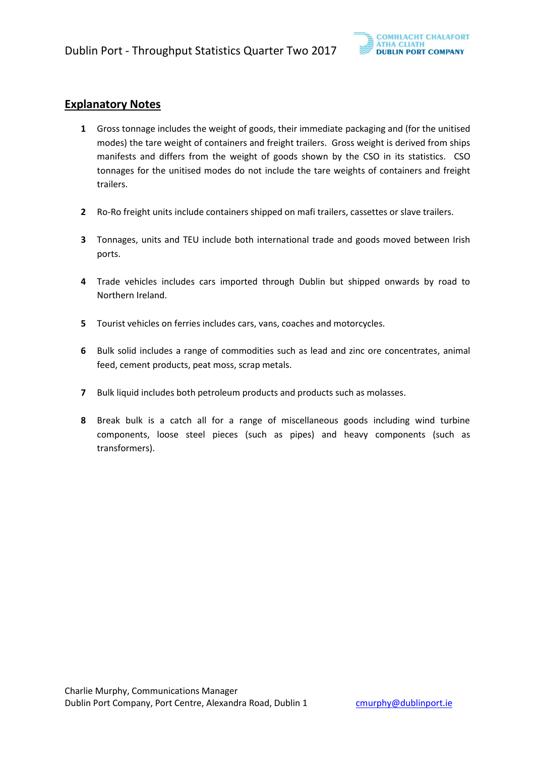## Explanatory Notes

1. Gross tonnage includes the weight of goods, their immediate packaging and (for the unitised modes) the tare weight of containers and freight trailers. Gross weight is derived from ships manifests and differs from the weight of goods shown by the CSO in its statistics. CSO tonnages for the unitised modes do not include the tare weights of containers and freight trailers.

2. Ro-Ro freight units include containers shipped on mafi trailers, cassettes or slave trailers.

3. Tonnages, units and TEU include both international trade and goods moved between Irish ports.

4. Trade vehicles includes cars imported through Dublin but shipped onwards by road to Northern Ireland.

5. Tourist vehicles on ferries includes cars, vans, coaches and motorcycles.

6. Bulk solid includes a range of commodities such as lead and zinc ore concentrates, animal feed, cement products, peat moss, scrap metals.

7. Bulk liquid includes both petroleum products and products such as molasses.

8. Break bulk is a catch all for a range of miscellaneous goods including wind turbine components, loose steel pieces (such as pipes) and heavy components (such as transformers).

Charlie Murphy, Communications Manager
Dublin Port Company, Port Centre, Alexandra Road, Dublin 1 cmurphy@dublinport.ie